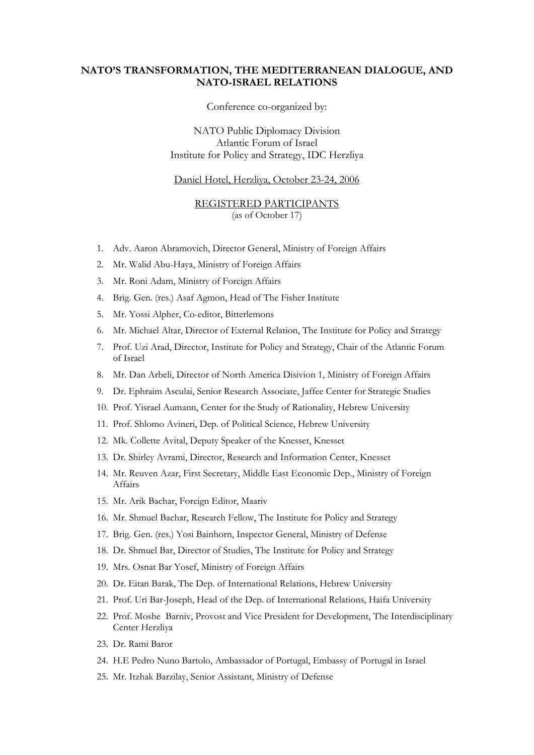**NATO'S TRANSFORMATION, THE MEDITERRANEAN DIALOGUE, AND NATO-ISRAEL RELATIONS**

Conference co-organized by:

NATO Public Diplomacy Division
Atlantic Forum of Israel
Institute for Policy and Strategy, IDC Herzliya

Daniel Hotel, Herzliya, October 23-24, 2006

REGISTERED PARTICIPANTS
(as of October 17)

1. Adv. Aaron Abramovich, Director General, Ministry of Foreign Affairs
2. Mr. Walid Abu-Haya, Ministry of Foreign Affairs
3. Mr. Roni Adam, Ministry of Foreign Affairs
4. Brig. Gen. (res.) Asaf Agmon, Head of The Fisher Institute
5. Mr. Yossi Alpher, Co-editor, Bitterlemons
6. Mr. Michael Altar, Director of External Relation, The Institute for Policy and Strategy
7. Prof. Uzi Arad, Director, Institute for Policy and Strategy, Chair of the Atlantic Forum of Israel
8. Mr. Dan Arbeli, Director of North America Disivion 1, Ministry of Foreign Affairs
9. Dr. Ephraim Asculai, Senior Research Associate, Jaffee Center for Strategic Studies
10. Prof. Yisrael Aumann, Center for the Study of Rationality, Hebrew University
11. Prof. Shlomo Avineri, Dep. of Political Science, Hebrew University
12. Mk. Collette Avital, Deputy Speaker of the Knesset, Knesset
13. Dr. Shirley Avrami, Director, Research and Information Center, Knesset
14. Mr. Reuven Azar, First Secretary, Middle East Economic Dep., Ministry of Foreign Affairs
15. Mr. Arik Bachar, Foreign Editor, Maariv
16. Mr. Shmuel Bachar, Research Fellow, The Institute for Policy and Strategy
17. Brig. Gen. (res.) Yosi Bainhorn, Inspector General, Ministry of Defense
18. Dr. Shmuel Bar, Director of Studies, The Institute for Policy and Strategy
19. Mrs. Osnat Bar Yosef, Ministry of Foreign Affairs
20. Dr. Eitan Barak, The Dep. of International Relations, Hebrew University
21. Prof. Uri Bar-Joseph, Head of the Dep. of International Relations, Haifa University
22. Prof. Moshe Barniv, Provost and Vice President for Development, The Interdisciplinary Center Herzliya
23. Dr. Rami Baror
24. H.E Pedro Nuno Bartolo, Ambassador of Portugal, Embassy of Portugal in Israel
25. Mr. Itzhak Barzilay, Senior Assistant, Ministry of Defense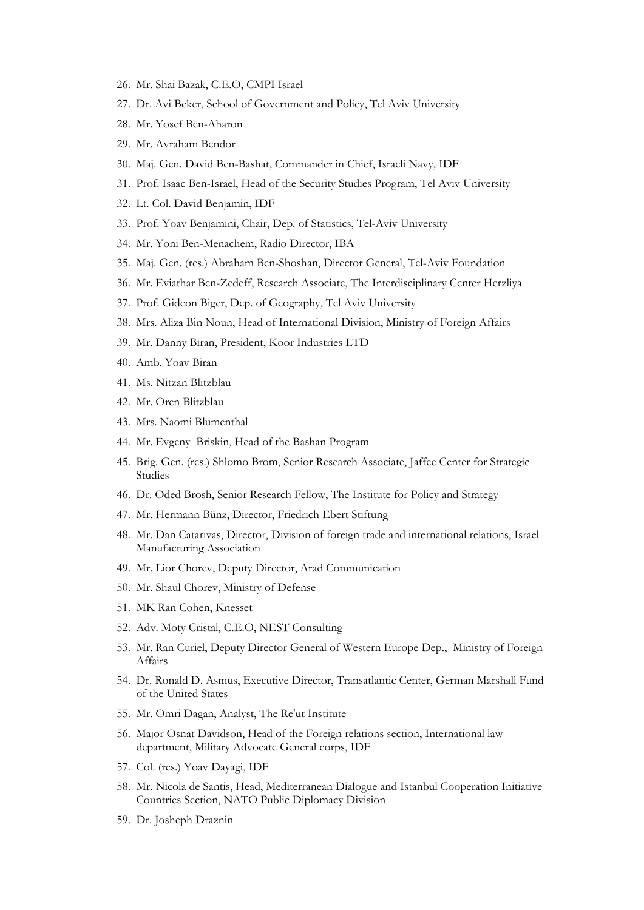26. Mr. Shai Bazak, C.E.O, CMPI Israel
27. Dr. Avi Beker, School of Government and Policy, Tel Aviv University
28. Mr. Yosef Ben-Aharon
29. Mr. Avraham Bendor
30. Maj. Gen. David Ben-Bashat, Commander in Chief, Israeli Navy, IDF
31. Prof. Isaac Ben-Israel, Head of the Security Studies Program, Tel Aviv University
32. Lt. Col. David Benjamin, IDF
33. Prof. Yoav Benjamini, Chair, Dep. of Statistics, Tel-Aviv University
34. Mr. Yoni Ben-Menachem, Radio Director, IBA
35. Maj. Gen. (res.) Abraham Ben-Shoshan, Director General, Tel-Aviv Foundation
36. Mr. Eviathar Ben-Zedeff, Research Associate, The Interdisciplinary Center Herzliya
37. Prof. Gideon Biger, Dep. of Geography, Tel Aviv University
38. Mrs. Aliza Bin Noun, Head of International Division, Ministry of Foreign Affairs
39. Mr. Danny Biran, President, Koor Industries LTD
40. Amb. Yoav Biran
41. Ms. Nitzan Blitzblau
42. Mr. Oren Blitzblau
43. Mrs. Naomi Blumenthal
44. Mr. Evgeny Briskin, Head of the Bashan Program
45. Brig. Gen. (res.) Shlomo Brom, Senior Research Associate, Jaffee Center for Strategic Studies
46. Dr. Oded Brosh, Senior Research Fellow, The Institute for Policy and Strategy
47. Mr. Hermann Bünz, Director, Friedrich Ebert Stiftung
48. Mr. Dan Catarivas, Director, Division of foreign trade and international relations, Israel Manufacturing Association
49. Mr. Lior Chorev, Deputy Director, Arad Communication
50. Mr. Shaul Chorev, Ministry of Defense
51. MK Ran Cohen, Knesset
52. Adv. Moty Cristal, C.E.O, NEST Consulting
53. Mr. Ran Curiel, Deputy Director General of Western Europe Dep., Ministry of Foreign Affairs
54. Dr. Ronald D. Asmus, Executive Director, Transatlantic Center, German Marshall Fund of the United States
55. Mr. Omri Dagan, Analyst, The Re'ut Institute
56. Major Osnat Davidson, Head of the Foreign relations section, International law department, Military Advocate General corps, IDF
57. Col. (res.) Yoav Dayagi, IDF
58. Mr. Nicola de Santis, Head, Mediterranean Dialogue and Istanbul Cooperation Initiative Countries Section, NATO Public Diplomacy Division
59. Dr. Josheph Draznin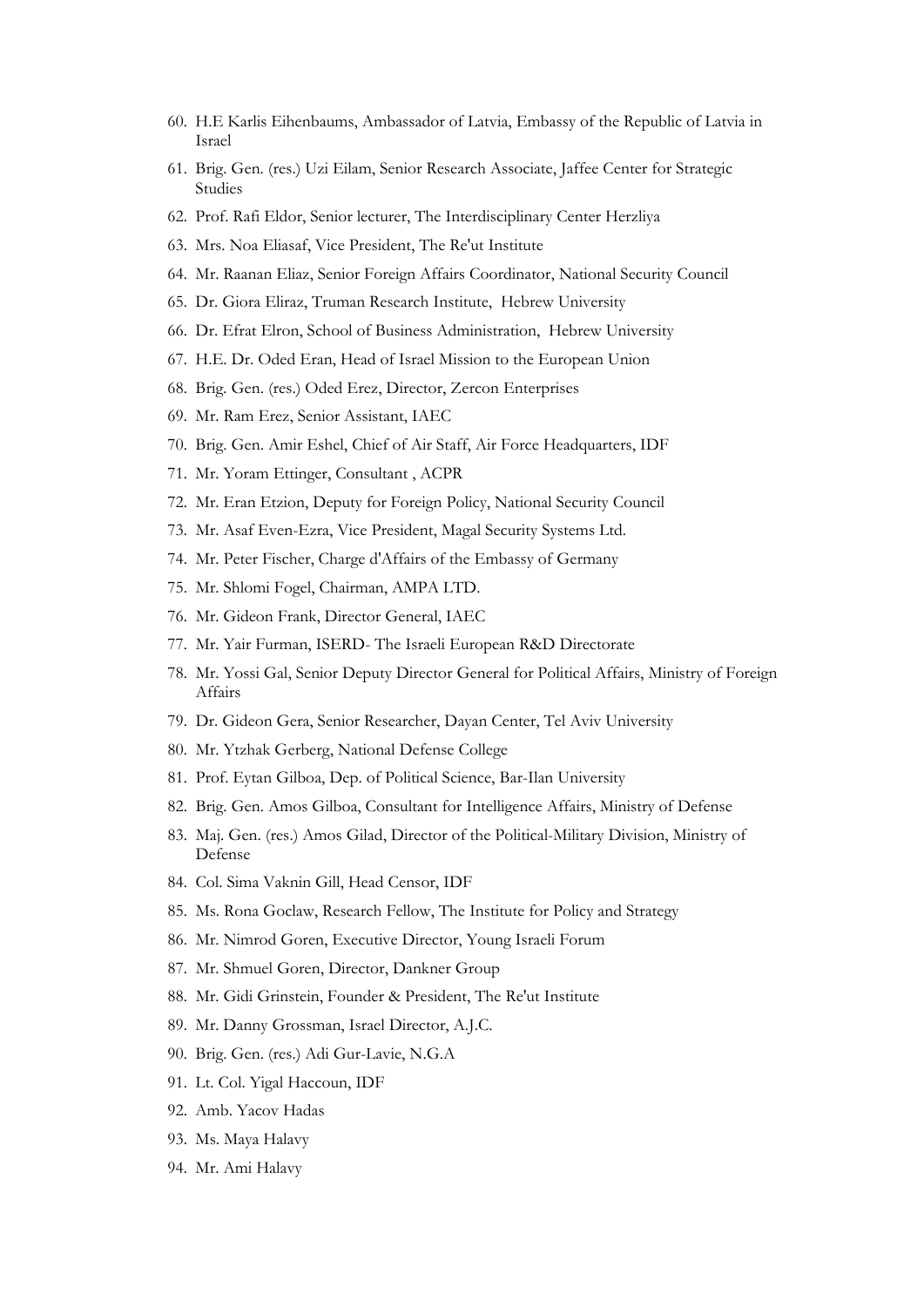60. H.E Karlis Eihenbaums, Ambassador of Latvia, Embassy of the Republic of Latvia in Israel
61. Brig. Gen. (res.) Uzi Eilam, Senior Research Associate, Jaffee Center for Strategic Studies
62. Prof. Rafi Eldor, Senior lecturer, The Interdisciplinary Center Herzliya
63. Mrs. Noa Eliasaf, Vice President, The Re'ut Institute
64. Mr. Raanan Eliaz, Senior Foreign Affairs Coordinator, National Security Council
65. Dr. Giora Eliraz, Truman Research Institute, Hebrew University
66. Dr. Efrat Elron, School of Business Administration, Hebrew University
67. H.E. Dr. Oded Eran, Head of Israel Mission to the European Union
68. Brig. Gen. (res.) Oded Erez, Director, Zercon Enterprises
69. Mr. Ram Erez, Senior Assistant, IAEC
70. Brig. Gen. Amir Eshel, Chief of Air Staff, Air Force Headquarters, IDF
71. Mr. Yoram Ettinger, Consultant , ACPR
72. Mr. Eran Etzion, Deputy for Foreign Policy, National Security Council
73. Mr. Asaf Even-Ezra, Vice President, Magal Security Systems Ltd.
74. Mr. Peter Fischer, Charge d'Affairs of the Embassy of Germany
75. Mr. Shlomi Fogel, Chairman, AMPA LTD.
76. Mr. Gideon Frank, Director General, IAEC
77. Mr. Yair Furman, ISERD- The Israeli European R&D Directorate
78. Mr. Yossi Gal, Senior Deputy Director General for Political Affairs, Ministry of Foreign Affairs
79. Dr. Gideon Gera, Senior Researcher, Dayan Center, Tel Aviv University
80. Mr. Ytzhak Gerberg, National Defense College
81. Prof. Eytan Gilboa, Dep. of Political Science, Bar-Ilan University
82. Brig. Gen. Amos Gilboa, Consultant for Intelligence Affairs, Ministry of Defense
83. Maj. Gen. (res.) Amos Gilad, Director of the Political-Military Division, Ministry of Defense
84. Col. Sima Vaknin Gill, Head Censor, IDF
85. Ms. Rona Goclaw, Research Fellow, The Institute for Policy and Strategy
86. Mr. Nimrod Goren, Executive Director, Young Israeli Forum
87. Mr. Shmuel Goren, Director, Dankner Group
88. Mr. Gidi Grinstein, Founder & President, The Re'ut Institute
89. Mr. Danny Grossman, Israel Director, A.J.C.
90. Brig. Gen. (res.) Adi Gur-Lavie, N.G.A
91. Lt. Col. Yigal Haccoun, IDF
92. Amb. Yacov Hadas
93. Ms. Maya Halavy
94. Mr. Ami Halavy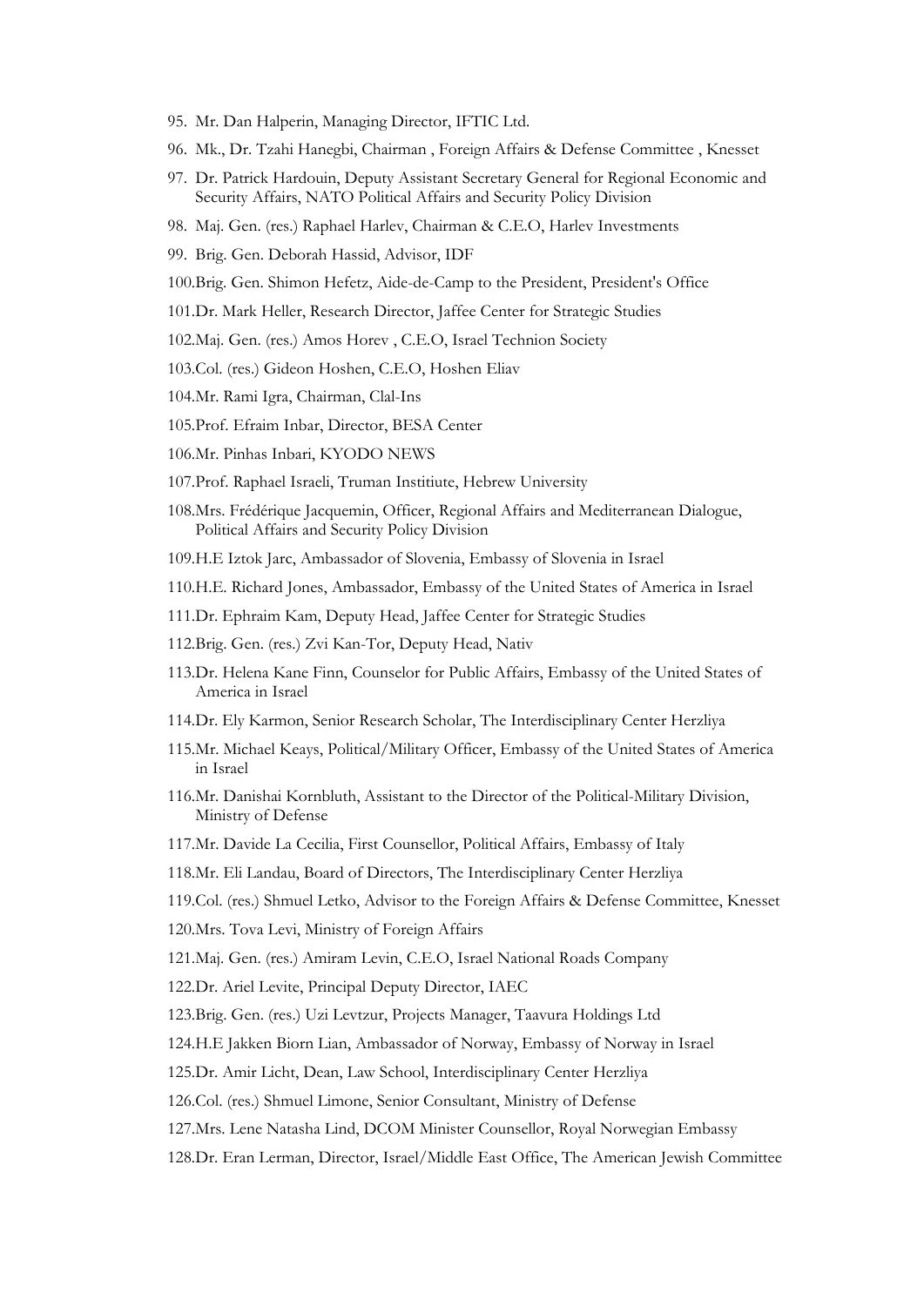95. Mr. Dan Halperin, Managing Director, IFTIC Ltd.
96. Mk., Dr. Tzahi Hanegbi, Chairman , Foreign Affairs & Defense Committee , Knesset
97. Dr. Patrick Hardouin, Deputy Assistant Secretary General for Regional Economic and Security Affairs, NATO Political Affairs and Security Policy Division
98. Maj. Gen. (res.) Raphael Harlev, Chairman & C.E.O, Harlev Investments
99. Brig. Gen. Deborah Hassid, Advisor, IDF
100. Brig. Gen. Shimon Hefetz, Aide-de-Camp to the President, President's Office
101. Dr. Mark Heller, Research Director, Jaffee Center for Strategic Studies
102. Maj. Gen. (res.) Amos Horev , C.E.O, Israel Technion Society
103. Col. (res.) Gideon Hoshen, C.E.O, Hoshen Eliav
104. Mr. Rami Igra, Chairman, Clal-Ins
105. Prof. Efraim Inbar, Director, BESA Center
106. Mr. Pinhas Inbari, KYODO NEWS
107. Prof. Raphael Israeli, Truman Institiute, Hebrew University
108. Mrs. Frédérique Jacquemin, Officer, Regional Affairs and Mediterranean Dialogue, Political Affairs and Security Policy Division
109. H.E Iztok Jarc, Ambassador of Slovenia, Embassy of Slovenia in Israel
110. H.E. Richard Jones, Ambassador, Embassy of the United States of America in Israel
111. Dr. Ephraim Kam, Deputy Head, Jaffee Center for Strategic Studies
112. Brig. Gen. (res.) Zvi Kan-Tor, Deputy Head, Nativ
113. Dr. Helena Kane Finn, Counselor for Public Affairs, Embassy of the United States of America in Israel
114. Dr. Ely Karmon, Senior Research Scholar, The Interdisciplinary Center Herzliya
115. Mr. Michael Keays, Political/Military Officer, Embassy of the United States of America in Israel
116. Mr. Danishai Kornbluth, Assistant to the Director of the Political-Military Division, Ministry of Defense
117. Mr. Davide La Cecilia, First Counsellor, Political Affairs, Embassy of Italy
118. Mr. Eli Landau, Board of Directors, The Interdisciplinary Center Herzliya
119. Col. (res.) Shmuel Letko, Advisor to the Foreign Affairs & Defense Committee, Knesset
120. Mrs. Tova Levi, Ministry of Foreign Affairs
121. Maj. Gen. (res.) Amiram Levin, C.E.O, Israel National Roads Company
122. Dr. Ariel Levite, Principal Deputy Director, IAEC
123. Brig. Gen. (res.) Uzi Levtzur, Projects Manager, Taavura Holdings Ltd
124. H.E Jakken Biorn Lian, Ambassador of Norway, Embassy of Norway in Israel
125. Dr. Amir Licht, Dean, Law School, Interdisciplinary Center Herzliya
126. Col. (res.) Shmuel Limone, Senior Consultant, Ministry of Defense
127. Mrs. Lene Natasha Lind, DCOM Minister Counsellor, Royal Norwegian Embassy
128. Dr. Eran Lerman, Director, Israel/Middle East Office, The American Jewish Committee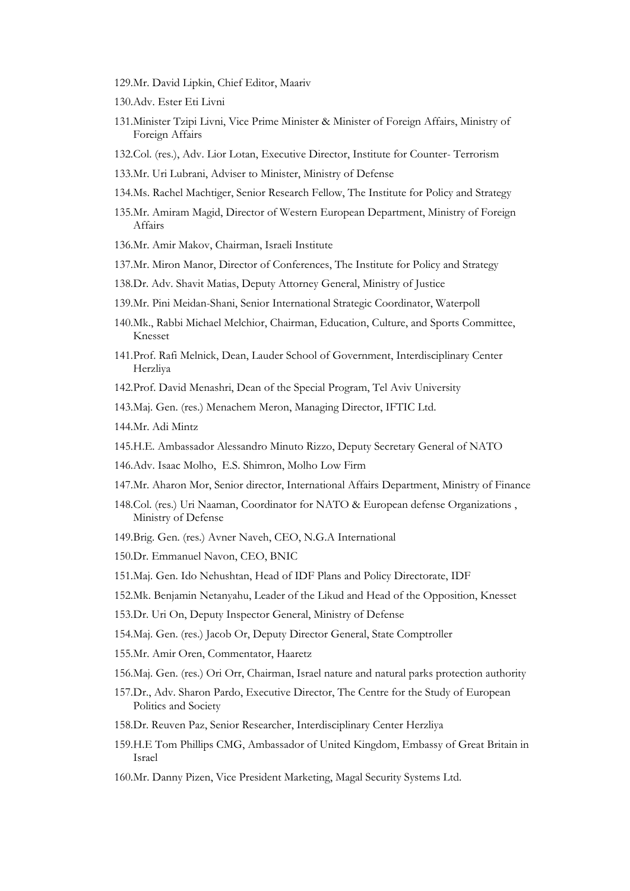129.Mr. David Lipkin, Chief Editor, Maariv

130.Adv. Ester Eti Livni

131.Minister Tzipi Livni, Vice Prime Minister & Minister of Foreign Affairs, Ministry of Foreign Affairs

132.Col. (res.), Adv. Lior Lotan, Executive Director, Institute for Counter- Terrorism

133.Mr. Uri Lubrani, Adviser to Minister, Ministry of Defense

134.Ms. Rachel Machtiger, Senior Research Fellow, The Institute for Policy and Strategy

135.Mr. Amiram Magid, Director of Western European Department, Ministry of Foreign Affairs

136.Mr. Amir Makov, Chairman, Israeli Institute

137.Mr. Miron Manor, Director of Conferences, The Institute for Policy and Strategy

138.Dr. Adv. Shavit Matias, Deputy Attorney General, Ministry of Justice

139.Mr. Pini Meidan-Shani, Senior International Strategic Coordinator, Waterpoll

140.Mk., Rabbi Michael Melchior, Chairman, Education, Culture, and Sports Committee, Knesset

141.Prof. Rafi Melnick, Dean, Lauder School of Government, Interdisciplinary Center Herzliya

142.Prof. David Menashri, Dean of the Special Program, Tel Aviv University

143.Maj. Gen. (res.) Menachem Meron, Managing Director, IFTIC Ltd.

144.Mr. Adi Mintz

145.H.E. Ambassador Alessandro Minuto Rizzo, Deputy Secretary General of NATO

146.Adv. Isaac Molho, E.S. Shimron, Molho Low Firm

147.Mr. Aharon Mor, Senior director, International Affairs Department, Ministry of Finance

148.Col. (res.) Uri Naaman, Coordinator for NATO & European defense Organizations , Ministry of Defense

149.Brig. Gen. (res.) Avner Naveh, CEO, N.G.A International

150.Dr. Emmanuel Navon, CEO, BNIC

151.Maj. Gen. Ido Nehushtan, Head of IDF Plans and Policy Directorate, IDF

152.Mk. Benjamin Netanyahu, Leader of the Likud and Head of the Opposition, Knesset

153.Dr. Uri On, Deputy Inspector General, Ministry of Defense

154.Maj. Gen. (res.) Jacob Or, Deputy Director General, State Comptroller

155.Mr. Amir Oren, Commentator, Haaretz

156.Maj. Gen. (res.) Ori Orr, Chairman, Israel nature and natural parks protection authority

157.Dr., Adv. Sharon Pardo, Executive Director, The Centre for the Study of European Politics and Society

158.Dr. Reuven Paz, Senior Researcher, Interdisciplinary Center Herzliya

159.H.E Tom Phillips CMG, Ambassador of United Kingdom, Embassy of Great Britain in Israel

160.Mr. Danny Pizen, Vice President Marketing, Magal Security Systems Ltd.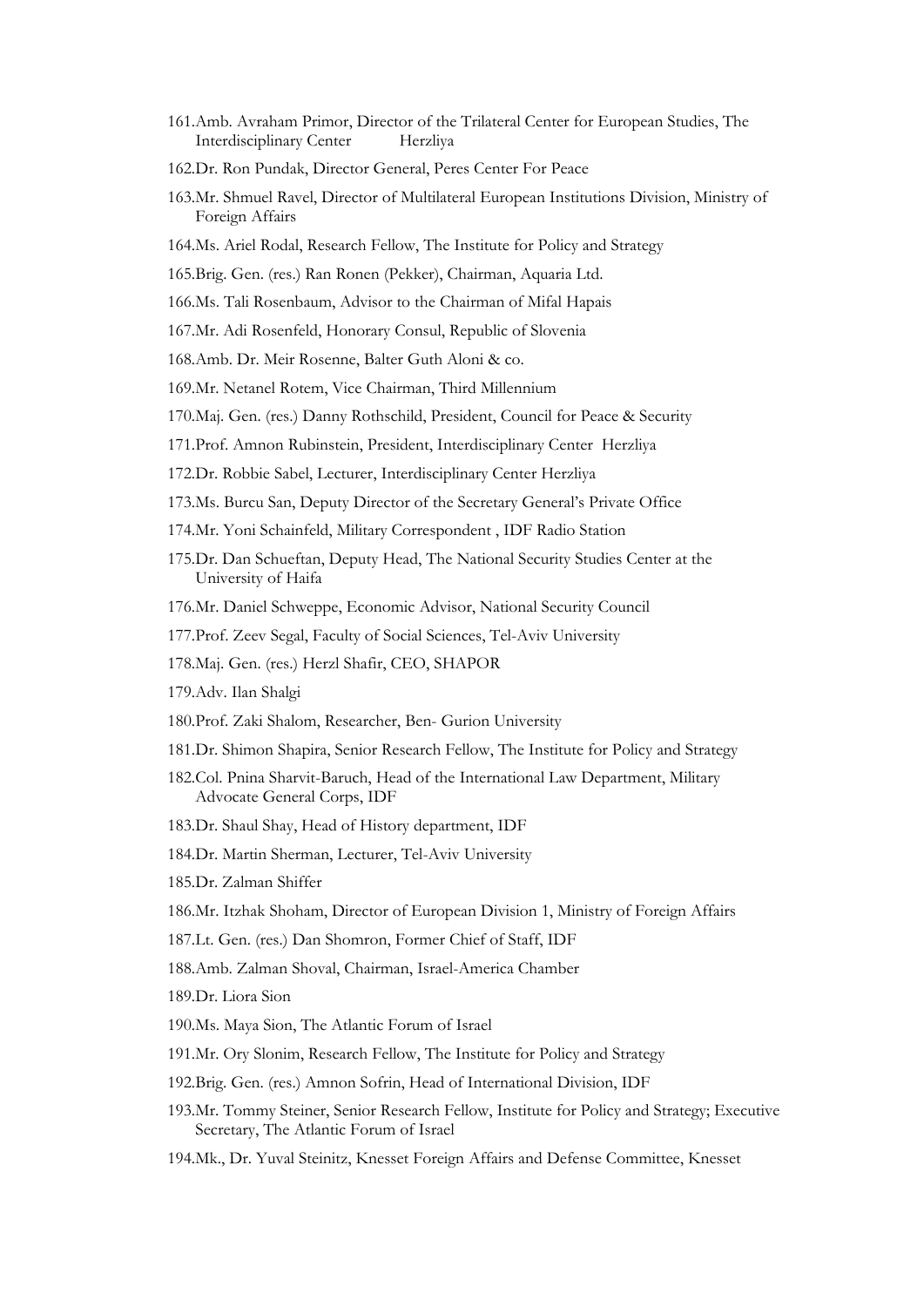161. Amb. Avraham Primor, Director of the Trilateral Center for European Studies, The Interdisciplinary Center Herzliya

162. Dr. Ron Pundak, Director General, Peres Center For Peace

163. Mr. Shmuel Ravel, Director of Multilateral European Institutions Division, Ministry of Foreign Affairs

164. Ms. Ariel Rodal, Research Fellow, The Institute for Policy and Strategy

165. Brig. Gen. (res.) Ran Ronen (Pekker), Chairman, Aquaria Ltd.

166. Ms. Tali Rosenbaum, Advisor to the Chairman of Mifal Hapais

167. Mr. Adi Rosenfeld, Honorary Consul, Republic of Slovenia

168. Amb. Dr. Meir Rosenne, Balter Guth Aloni & co.

169. Mr. Netanel Rotem, Vice Chairman, Third Millennium

170. Maj. Gen. (res.) Danny Rothschild, President, Council for Peace & Security

171. Prof. Amnon Rubinstein, President, Interdisciplinary Center Herzliya

172. Dr. Robbie Sabel, Lecturer, Interdisciplinary Center Herzliya

173. Ms. Burcu San, Deputy Director of the Secretary General's Private Office

174. Mr. Yoni Schainfeld, Military Correspondent , IDF Radio Station

175. Dr. Dan Schueftan, Deputy Head, The National Security Studies Center at the University of Haifa

176. Mr. Daniel Schweppe, Economic Advisor, National Security Council

177. Prof. Zeev Segal, Faculty of Social Sciences, Tel-Aviv University

178. Maj. Gen. (res.) Herzl Shafir, CEO, SHAPOR

179. Adv. Ilan Shalgi

180. Prof. Zaki Shalom, Researcher, Ben- Gurion University

181. Dr. Shimon Shapira, Senior Research Fellow, The Institute for Policy and Strategy

182. Col. Pnina Sharvit-Baruch, Head of the International Law Department, Military Advocate General Corps, IDF

183. Dr. Shaul Shay, Head of History department, IDF

184. Dr. Martin Sherman, Lecturer, Tel-Aviv University

185. Dr. Zalman Shiffer

186. Mr. Itzhak Shoham, Director of European Division 1, Ministry of Foreign Affairs

187. Lt. Gen. (res.) Dan Shomron, Former Chief of Staff, IDF

188. Amb. Zalman Shoval, Chairman, Israel-America Chamber

189. Dr. Liora Sion

190. Ms. Maya Sion, The Atlantic Forum of Israel

191. Mr. Ory Slonim, Research Fellow, The Institute for Policy and Strategy

192. Brig. Gen. (res.) Amnon Sofrin, Head of International Division, IDF

193. Mr. Tommy Steiner, Senior Research Fellow, Institute for Policy and Strategy; Executive Secretary, The Atlantic Forum of Israel

194. Mk., Dr. Yuval Steinitz, Knesset Foreign Affairs and Defense Committee, Knesset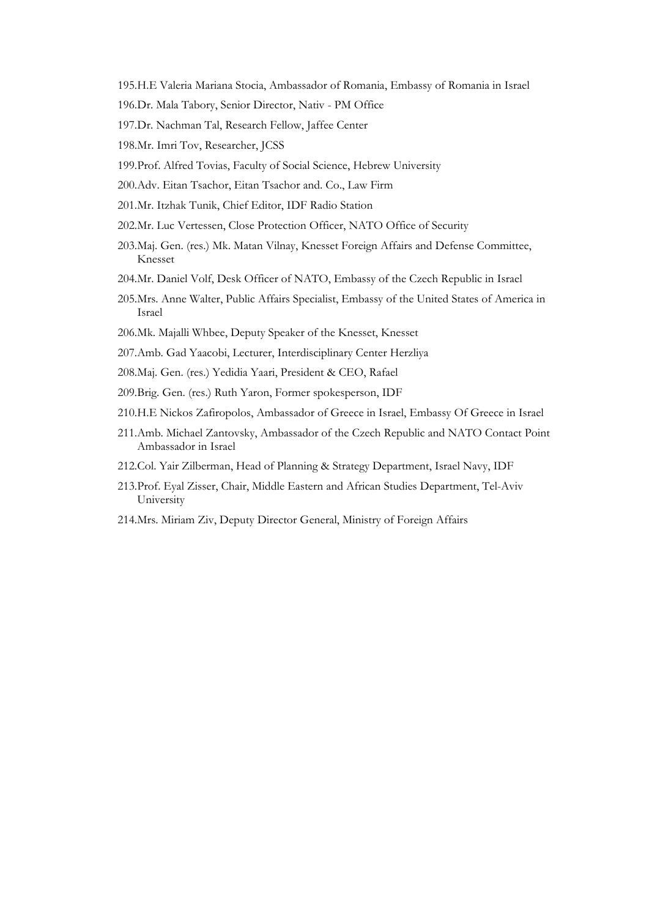195.H.E Valeria Mariana Stocia, Ambassador of Romania, Embassy of Romania in Israel

196.Dr. Mala Tabory, Senior Director, Nativ - PM Office

197.Dr. Nachman Tal, Research Fellow, Jaffee Center

198.Mr. Imri Tov, Researcher, JCSS

199.Prof. Alfred Tovias, Faculty of Social Science, Hebrew University

200.Adv. Eitan Tsachor, Eitan Tsachor and. Co., Law Firm

201.Mr. Itzhak Tunik, Chief Editor, IDF Radio Station

202.Mr. Luc Vertessen, Close Protection Officer, NATO Office of Security

203.Maj. Gen. (res.) Mk. Matan Vilnay, Knesset Foreign Affairs and Defense Committee, Knesset

204.Mr. Daniel Volf, Desk Officer of NATO, Embassy of the Czech Republic in Israel

205.Mrs. Anne Walter, Public Affairs Specialist, Embassy of the United States of America in Israel

206.Mk. Majalli Whbee, Deputy Speaker of the Knesset, Knesset

207.Amb. Gad Yaacobi, Lecturer, Interdisciplinary Center Herzliya

208.Maj. Gen. (res.) Yedidia Yaari, President & CEO, Rafael

209.Brig. Gen. (res.) Ruth Yaron, Former spokesperson, IDF

210.H.E Nickos Zafiropolos, Ambassador of Greece in Israel, Embassy Of Greece in Israel

211.Amb. Michael Zantovsky, Ambassador of the Czech Republic and NATO Contact Point Ambassador in Israel

212.Col. Yair Zilberman, Head of Planning & Strategy Department, Israel Navy, IDF

213.Prof. Eyal Zisser, Chair, Middle Eastern and African Studies Department, Tel-Aviv University

214.Mrs. Miriam Ziv, Deputy Director General, Ministry of Foreign Affairs